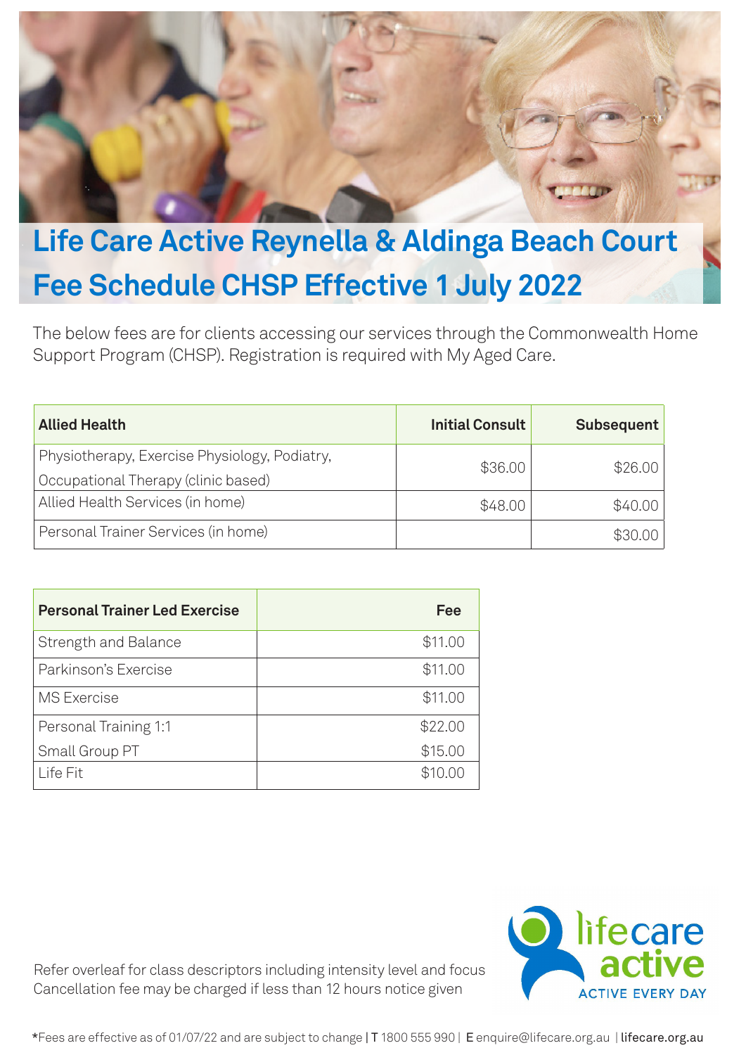# Life Care Active Reynella & Aldinga Beach Court Fee Schedule CHSP Effective 1 July 2022

The below fees are for clients accessing our services through the Commonwealth Home Support Program (CHSP). Registration is required with My Aged Care.

| Allied Health | Initial Consult | Subsequent |
|---|---|---|
| Physiotherapy, Exercise Physiology, Podiatry, Occupational Therapy (clinic based) | $36.00 | $26.00 |
| Allied Health Services (in home) | $48.00 | $40.00 |
| Personal Trainer Services (in home) | | $30.00 |

| Personal Trainer Led Exercise | Fee |
|---|---|
| Strength and Balance | $11.00 |
| Parkinson's Exercise | $11.00 |
| MS Exercise | $11.00 |
| Personal Training 1:1 | $22.00 |
| Small Group PT | $15.00 |
| Life Fit | $10.00 |

Refer overleaf for class descriptors including intensity level and focus
Cancellation fee may be charged if less than 12 hours notice given

lifecare active
ACTIVE EVERY DAY

*Fees are effective as of 01/07/22 and are subject to change | T 1800 555 990 | E enquire@lifecare.org.au | lifecare.org.au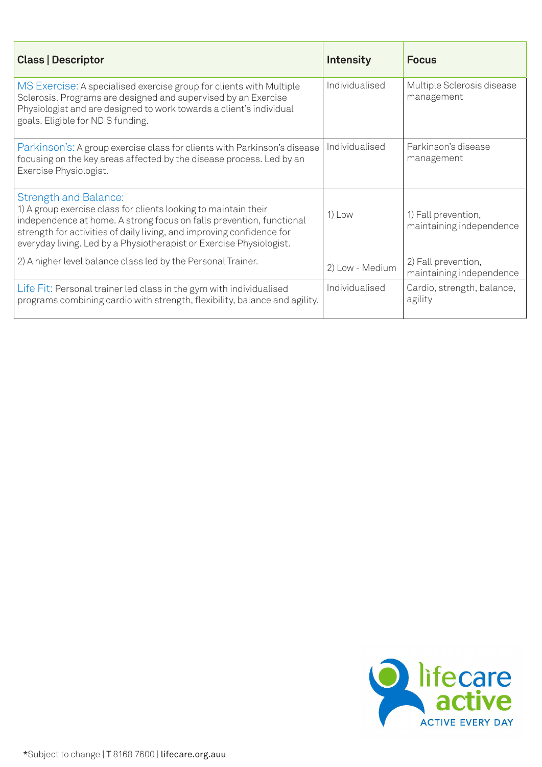| Class \| Descriptor | Intensity | Focus |
|---|---|---|
| MS Exercise: A specialised exercise group for clients with Multiple Sclerosis. Programs are designed and supervised by an Exercise Physiologist and are designed to work towards a client's individual goals. Eligible for NDIS funding. | Individualised | Multiple Sclerosis disease management |
| Parkinson's: A group exercise class for clients with Parkinson's disease focusing on the key areas affected by the disease process. Led by an Exercise Physiologist. | Individualised | Parkinson's disease management |
| Strength and Balance:<br>1) A group exercise class for clients looking to maintain their independence at home. A strong focus on falls prevention, functional strength for activities of daily living, and improving confidence for everyday living. Led by a Physiotherapist or Exercise Physiologist.<br>2) A higher level balance class led by the Personal Trainer. | 1) Low<br>2) Low - Medium | 1) Fall prevention, maintaining independence<br>2) Fall prevention, maintaining independence |
| Life Fit: Personal trainer led class in the gym with individualised programs combining cardio with strength, flexibility, balance and agility. | Individualised | Cardio, strength, balance, agility |

lifecare active
ACTIVE EVERY DAY

*Subject to change | T 8168 7600 | lifecare.org.auu